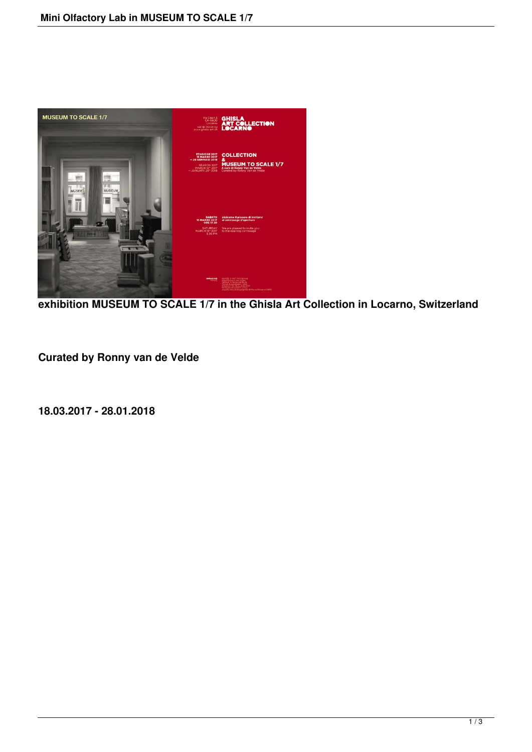exhibition MUSEUM TO SCALE 1/7 in the Ghisla Art Collection in Locarno, Switzerland

**Curated by Ronny van de Velde**

**18.03.2017 - 28.01.2018**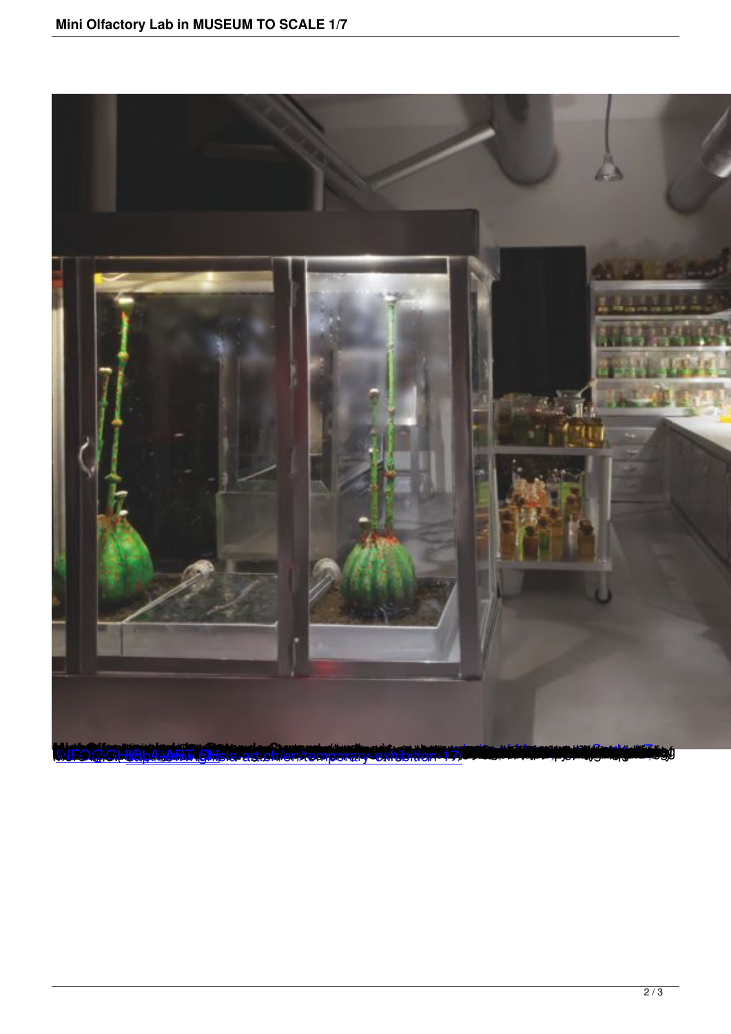INFO@GHISLA-ART.CH http://www.ghisla-art.ch/en/temporary-exhibition-17/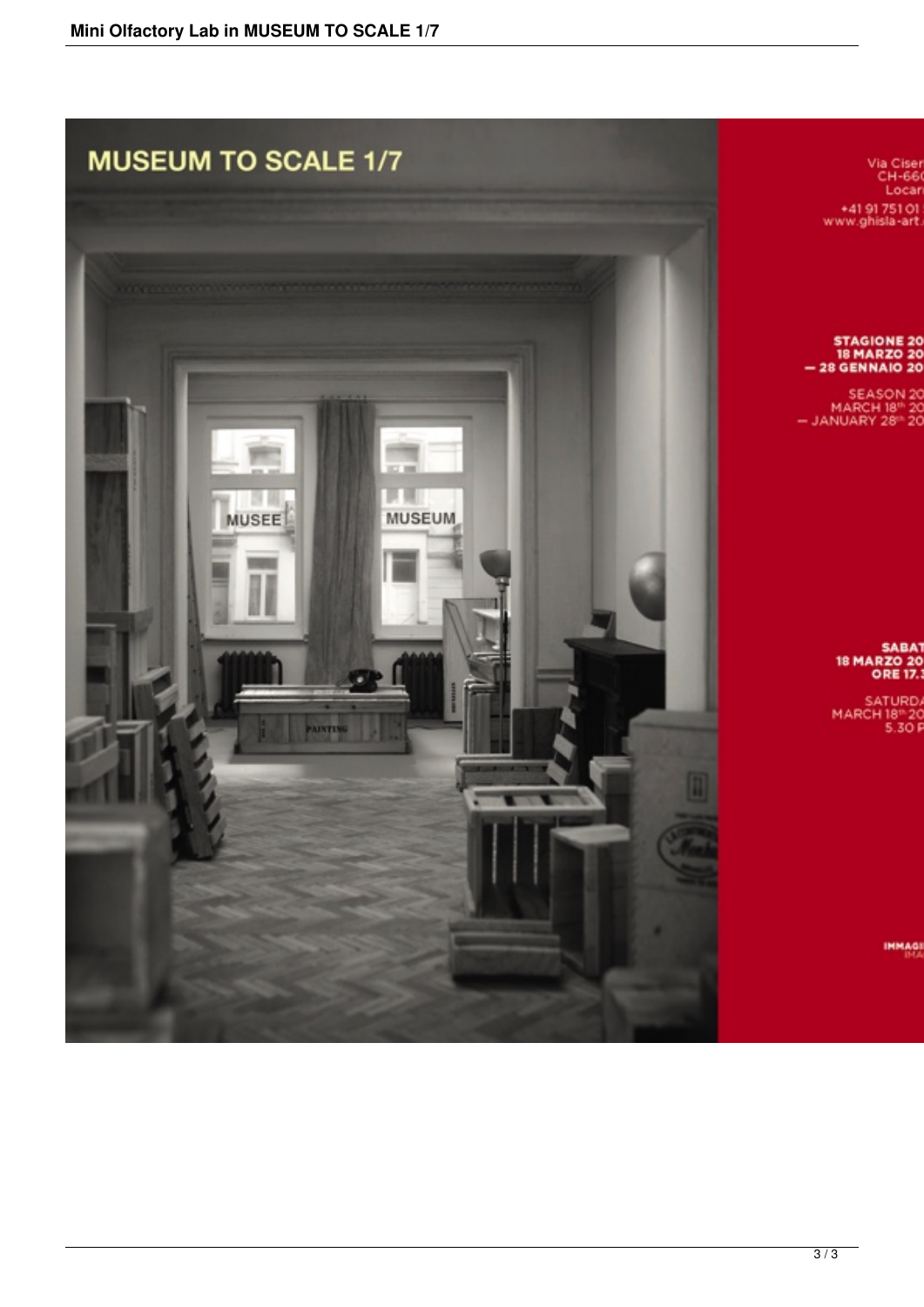MUSEUM TO SCALE 1/7

MUSEE

MUSEUM

PAINTING

Via Ciser
CH-660
Locar

+41 91 751 01
www.ghisla-art.

STAGIONE 20
18 MARZO 20
— 28 GENNAIO 20

SEASON 20
MARCH 18th 20
— JANUARY 28th 20

SABAT
18 MARZO 20
ORE 17.3

SATURD
MARCH 18th 20
5.30 P

IMMAGI
IMA